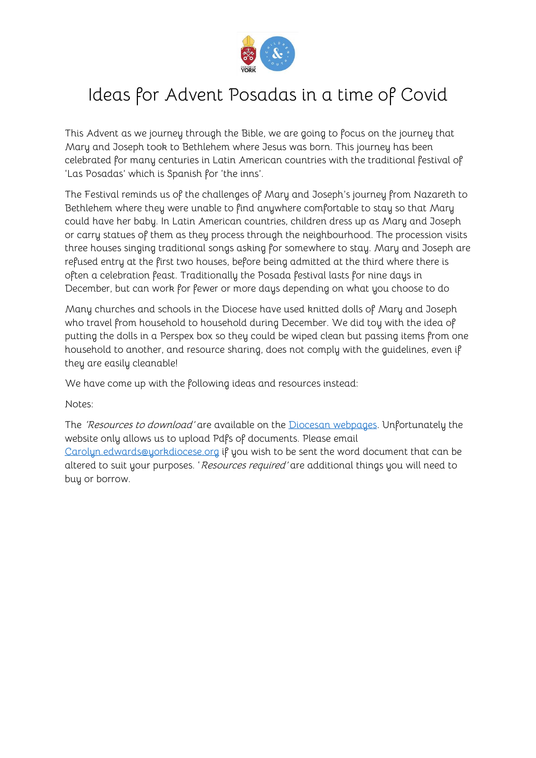# Ideas for Advent Posadas in a time of Covid

This Advent as we journey through the Bible, we are going to focus on the journey that Mary and Joseph took to Bethlehem where Jesus was born. This journey has been celebrated for many centuries in Latin American countries with the traditional festival of 'Las Posadas' which is Spanish for 'the inns'.

The Festival reminds us of the challenges of Mary and Joseph's journey from Nazareth to Bethlehem where they were unable to find anywhere comfortable to stay so that Mary could have her baby. In Latin American countries, children dress up as Mary and Joseph or carry statues of them as they process through the neighbourhood. The procession visits three houses singing traditional songs asking for somewhere to stay. Mary and Joseph are refused entry at the first two houses, before being admitted at the third where there is often a celebration feast. Traditionally the Posada festival lasts for nine days in December, but can work for fewer or more days depending on what you choose to do

Many churches and schools in the Diocese have used knitted dolls of Mary and Joseph who travel from household to household during December. We did toy with the idea of putting the dolls in a Perspex box so they could be wiped clean but passing items from one household to another, and resource sharing, does not comply with the guidelines, even if they are easily cleanable!

We have come up with the following ideas and resources instead:

Notes:

The *'Resources to download'* are available on the [Diocesan webpages](). Unfortunately the website only allows us to upload Pdfs of documents. Please email [Carolyn.edwards@yorkdiocese.org](mailto:Carolyn.edwards@yorkdiocese.org) if you wish to be sent the word document that can be altered to suit your purposes. '*Resources required'* are additional things you will need to buy or borrow.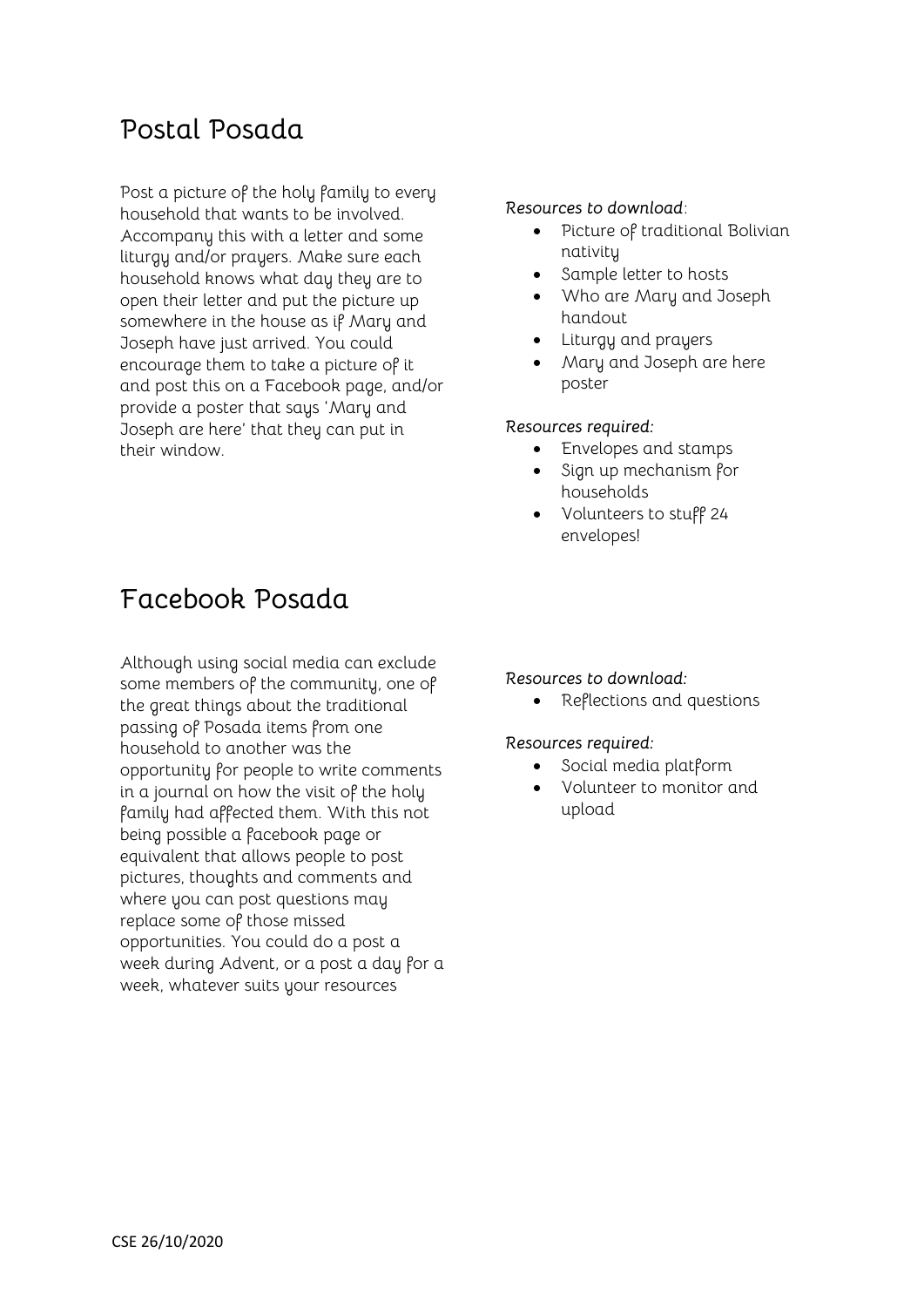## Postal Posada

Post a picture of the holy family to every household that wants to be involved. Accompany this with a letter and some liturgy and/or prayers. Make sure each household knows what day they are to open their letter and put the picture up somewhere in the house as if Mary and Joseph have just arrived. You could encourage them to take a picture of it and post this on a Facebook page, and/or provide a poster that says 'Mary and Joseph are here' that they can put in their window.

*Resources to download*:

- Picture of traditional Bolivian nativity
- Sample letter to hosts
- Who are Mary and Joseph handout
- Liturgy and prayers
- Mary and Joseph are here poster

*Resources required:*

- Envelopes and stamps
- Sign up mechanism for households
- Volunteers to stuff 24 envelopes!

## Facebook Posada

Although using social media can exclude some members of the community, one of the great things about the traditional passing of Posada items from one household to another was the opportunity for people to write comments in a journal on how the visit of the holy family had affected them. With this not being possible a facebook page or equivalent that allows people to post pictures, thoughts and comments and where you can post questions may replace some of those missed opportunities. You could do a post a week during Advent, or a post a day for a week, whatever suits your resources

*Resources to download:*

- Reflections and questions

*Resources required:*

- Social media platform
- Volunteer to monitor and upload

CSE 26/10/2020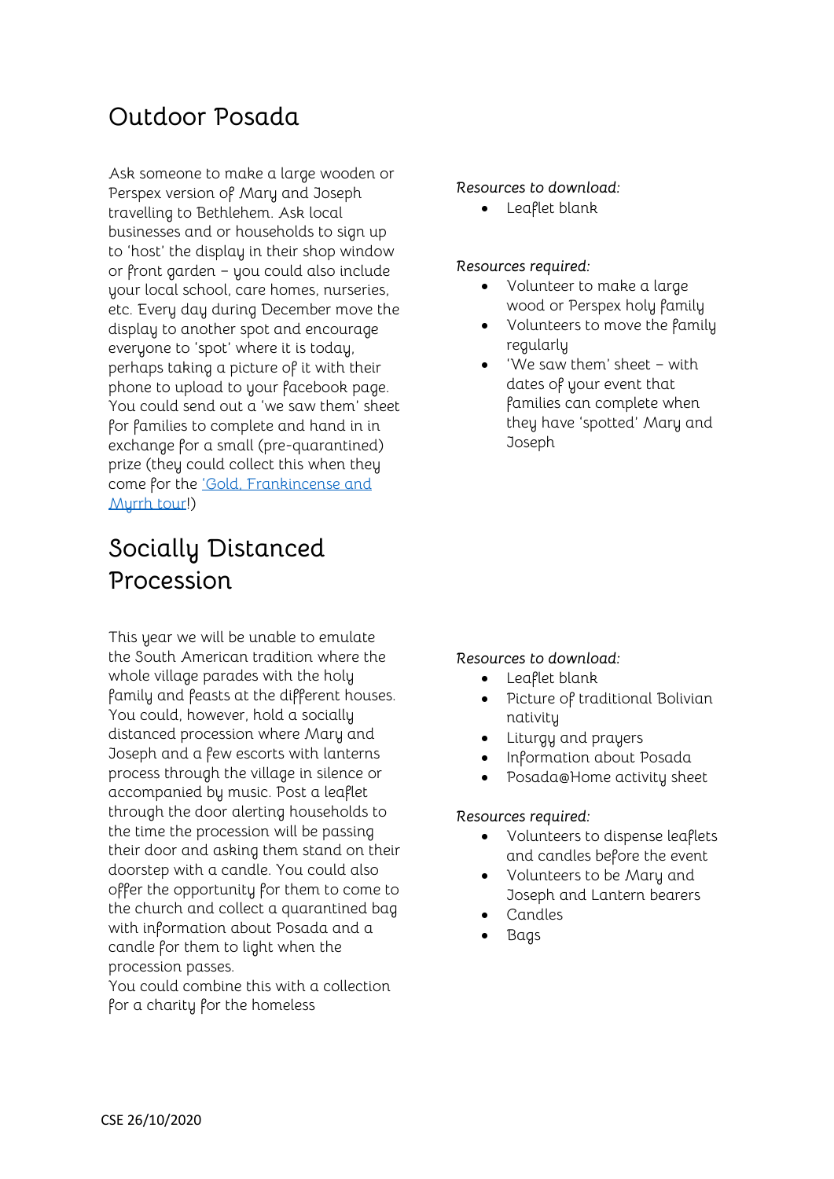## Outdoor Posada

Ask someone to make a large wooden or Perspex version of Mary and Joseph travelling to Bethlehem. Ask local businesses and or households to sign up to 'host' the display in their shop window or front garden – you could also include your local school, care homes, nurseries, etc. Every day during December move the display to another spot and encourage everyone to 'spot' where it is today, perhaps taking a picture of it with their phone to upload to your facebook page. You could send out a 'we saw them' sheet for families to complete and hand in in exchange for a small (pre-quarantined) prize (they could collect this when they come for the 'Gold, Frankincense and Myrrh tour'!)

*Resources to download:*

- Leaflet blank

*Resources required:*

- Volunteer to make a large wood or Perspex holy family
- Volunteers to move the family regularly
- 'We saw them' sheet – with dates of your event that families can complete when they have 'spotted' Mary and Joseph

## Socially Distanced Procession

This year we will be unable to emulate the South American tradition where the whole village parades with the holy family and feasts at the different houses. You could, however, hold a socially distanced procession where Mary and Joseph and a few escorts with lanterns process through the village in silence or accompanied by music. Post a leaflet through the door alerting households to the time the procession will be passing their door and asking them stand on their doorstep with a candle. You could also offer the opportunity for them to come to the church and collect a quarantined bag with information about Posada and a candle for them to light when the procession passes.

You could combine this with a collection for a charity for the homeless

*Resources to download:*

- Leaflet blank
- Picture of traditional Bolivian nativity
- Liturgy and prayers
- Information about Posada
- Posada@Home activity sheet

*Resources required:*

- Volunteers to dispense leaflets and candles before the event
- Volunteers to be Mary and Joseph and Lantern bearers
- Candles
- Bags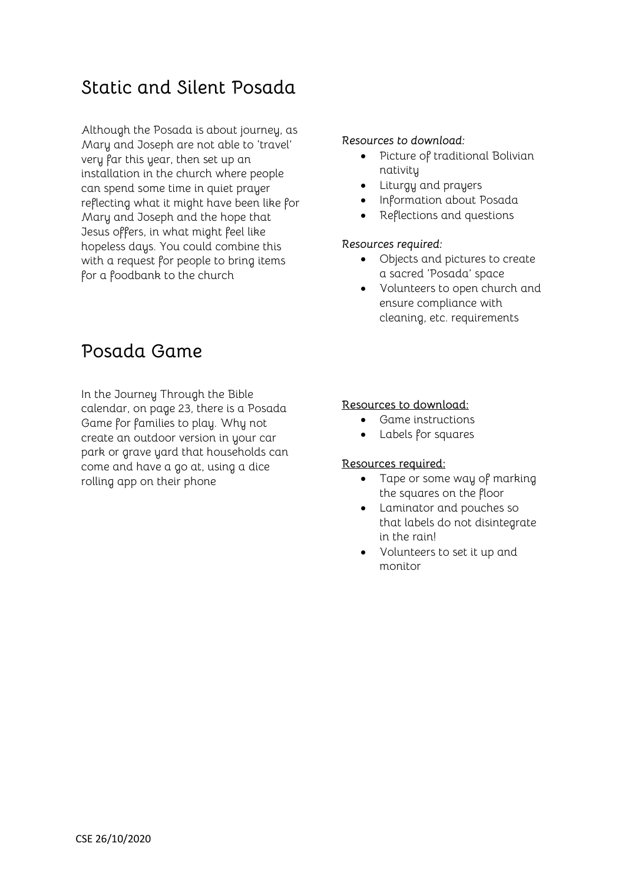## Static and Silent Posada

Although the Posada is about journey, as Mary and Joseph are not able to 'travel' very far this year, then set up an installation in the church where people can spend some time in quiet prayer reflecting what it might have been like for Mary and Joseph and the hope that Jesus offers, in what might feel like hopeless days. You could combine this with a request for people to bring items for a foodbank to the church

*Resources to download:*

- Picture of traditional Bolivian nativity
- Liturgy and prayers
- Information about Posada
- Reflections and questions

*Resources required:*

- Objects and pictures to create a sacred 'Posada' space
- Volunteers to open church and ensure compliance with cleaning, etc. requirements

## Posada Game

In the Journey Through the Bible calendar, on page 23, there is a Posada Game for families to play. Why not create an outdoor version in your car park or grave yard that households can come and have a go at, using a dice rolling app on their phone

Resources to download:

- Game instructions
- Labels for squares

Resources required:

- Tape or some way of marking the squares on the floor
- Laminator and pouches so that labels do not disintegrate in the rain!
- Volunteers to set it up and monitor

CSE 26/10/2020